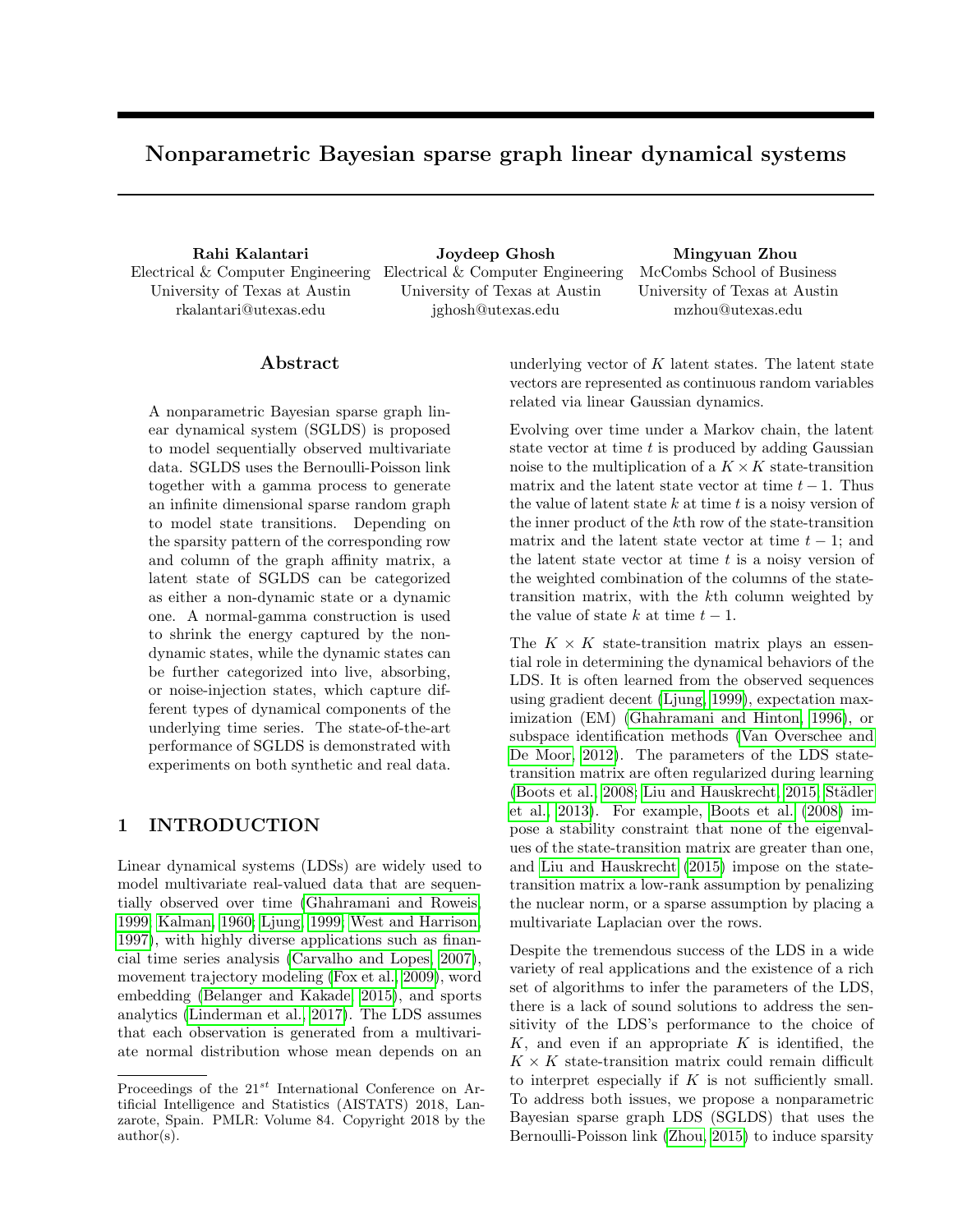# Nonparametric Bayesian sparse graph linear dynamical systems

**Rahi Kalantari**
Electrical & Computer Engineering
University of Texas at Austin
rkalantari@utexas.edu

**Joydeep Ghosh**
Electrical & Computer Engineering
University of Texas at Austin
jghosh@utexas.edu

**Mingyuan Zhou**
McCombs School of Business
University of Texas at Austin
mzhou@utexas.edu

## Abstract

A nonparametric Bayesian sparse graph linear dynamical system (SGLDS) is proposed to model sequentially observed multivariate data. SGLDS uses the Bernoulli-Poisson link together with a gamma process to generate an infinite dimensional sparse random graph to model state transitions. Depending on the sparsity pattern of the corresponding row and column of the graph affinity matrix, a latent state of SGLDS can be categorized as either a non-dynamic state or a dynamic one. A normal-gamma construction is used to shrink the energy captured by the non-dynamic states, while the dynamic states can be further categorized into live, absorbing, or noise-injection states, which capture different types of dynamical components of the underlying time series. The state-of-the-art performance of SGLDS is demonstrated with experiments on both synthetic and real data.

## 1 INTRODUCTION

Linear dynamical systems (LDSs) are widely used to model multivariate real-valued data that are sequentially observed over time (Ghahramani and Roweis, 1999; Kalman, 1960; Ljung, 1999; West and Harrison, 1997), with highly diverse applications such as financial time series analysis (Carvalho and Lopes, 2007), movement trajectory modeling (Fox et al., 2009), word embedding (Belanger and Kakade, 2015), and sports analytics (Linderman et al., 2017). The LDS assumes that each observation is generated from a multivariate normal distribution whose mean depends on an underlying vector of $K$ latent states. The latent state vectors are represented as continuous random variables related via linear Gaussian dynamics.

Evolving over time under a Markov chain, the latent state vector at time $t$ is produced by adding Gaussian noise to the multiplication of a $K \times K$ state-transition matrix and the latent state vector at time $t-1$. Thus the value of latent state $k$ at time $t$ is a noisy version of the inner product of the $k$th row of the state-transition matrix and the latent state vector at time $t-1$; and the latent state vector at time $t$ is a noisy version of the weighted combination of the columns of the state-transition matrix, with the $k$th column weighted by the value of state $k$ at time $t-1$.

The $K \times K$ state-transition matrix plays an essential role in determining the dynamical behaviors of the LDS. It is often learned from the observed sequences using gradient decent (Ljung, 1999), expectation maximization (EM) (Ghahramani and Hinton, 1996), or subspace identification methods (Van Overschee and De Moor, 2012). The parameters of the LDS state-transition matrix are often regularized during learning (Boots et al., 2008; Liu and Hauskrecht, 2015; Städler et al., 2013). For example, Boots et al. (2008) impose a stability constraint that none of the eigenvalues of the state-transition matrix are greater than one, and Liu and Hauskrecht (2015) impose on the state-transition matrix a low-rank assumption by penalizing the nuclear norm, or a sparse assumption by placing a multivariate Laplacian over the rows.

Despite the tremendous success of the LDS in a wide variety of real applications and the existence of a rich set of algorithms to infer the parameters of the LDS, there is a lack of sound solutions to address the sensitivity of the LDS's performance to the choice of $K$, and even if an appropriate $K$ is identified, the $K \times K$ state-transition matrix could remain difficult to interpret especially if $K$ is not sufficiently small. To address both issues, we propose a nonparametric Bayesian sparse graph LDS (SGLDS) that uses the Bernoulli-Poisson link (Zhou, 2015) to induce sparsity

Proceedings of the 21[st] International Conference on Artificial Intelligence and Statistics (AISTATS) 2018, Lanzarote, Spain. PMLR: Volume 84. Copyright 2018 by the author(s).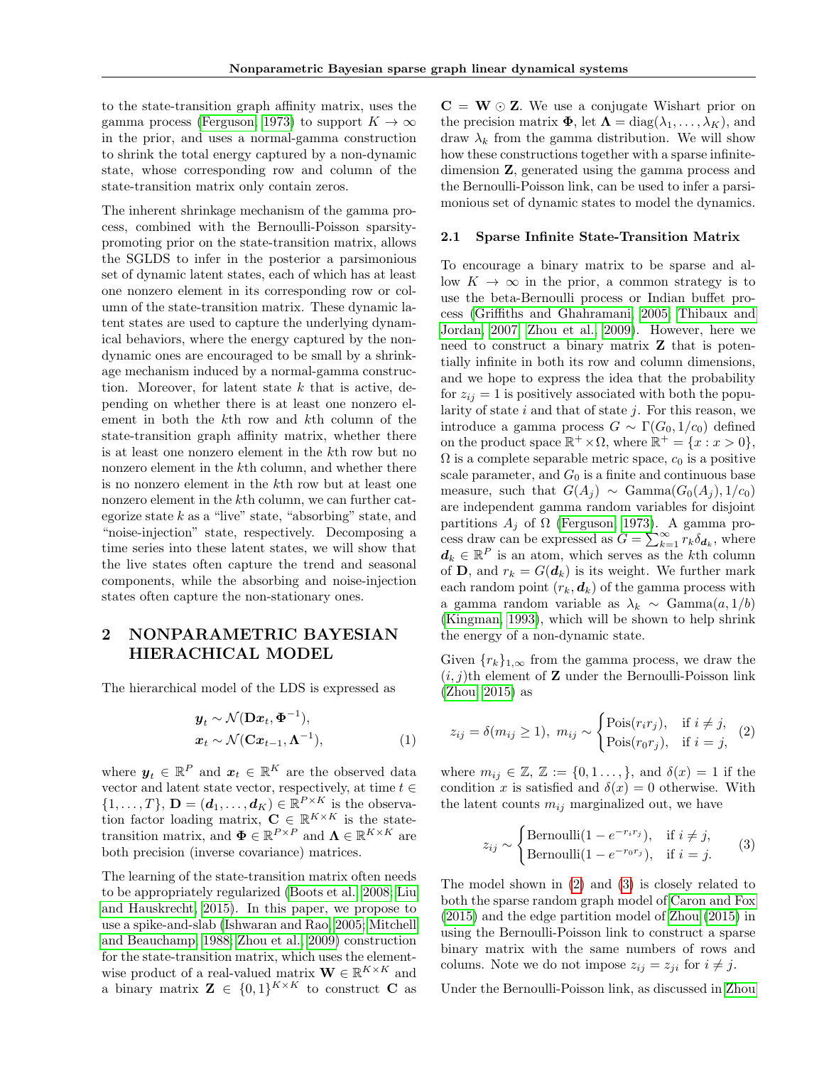to the state-transition graph affinity matrix, uses the gamma process (Ferguson, 1973) to support $K \to \infty$ in the prior, and uses a normal-gamma construction to shrink the total energy captured by a non-dynamic state, whose corresponding row and column of the state-transition matrix only contain zeros.

The inherent shrinkage mechanism of the gamma process, combined with the Bernoulli-Poisson sparsity-promoting prior on the state-transition matrix, allows the SGLDS to infer in the posterior a parsimonious set of dynamic latent states, each of which has at least one nonzero element in its corresponding row or column of the state-transition matrix. These dynamic latent states are used to capture the underlying dynamical behaviors, where the energy captured by the non-dynamic ones are encouraged to be small by a shrinkage mechanism induced by a normal-gamma construction. Moreover, for latent state $k$ that is active, depending on whether there is at least one nonzero element in both the $k$th row and $k$th column of the state-transition graph affinity matrix, whether there is at least one nonzero element in the $k$th row but no nonzero element in the $k$th column, and whether there is no nonzero element in the $k$th row but at least one nonzero element in the $k$th column, we can further categorize state $k$ as a "live" state, "absorbing" state, and "noise-injection" state, respectively. Decomposing a time series into these latent states, we will show that the live states often capture the trend and seasonal components, while the absorbing and noise-injection states often capture the non-stationary ones.

## 2 NONPARAMETRIC BAYESIAN HIERACHICAL MODEL

The hierarchical model of the LDS is expressed as

$$\begin{aligned} \boldsymbol{y}_t &\sim \mathcal{N}(\mathbf{D}\boldsymbol{x}_t, \boldsymbol{\Phi}^{-1}), \\ \boldsymbol{x}_t &\sim \mathcal{N}(\mathbf{C}\boldsymbol{x}_{t-1}, \boldsymbol{\Lambda}^{-1}), \end{aligned} \tag{1}$$

where $\boldsymbol{y}_t \in \mathbb{R}^P$ and $\boldsymbol{x}_t \in \mathbb{R}^K$ are the observed data vector and latent state vector, respectively, at time $t \in \{1, \ldots, T\}$, $\mathbf{D} = (\boldsymbol{d}_1, \ldots, \boldsymbol{d}_K) \in \mathbb{R}^{P \times K}$ is the observation factor loading matrix, $\mathbf{C} \in \mathbb{R}^{K \times K}$ is the state-transition matrix, and $\boldsymbol{\Phi} \in \mathbb{R}^{P \times P}$ and $\boldsymbol{\Lambda} \in \mathbb{R}^{K \times K}$ are both precision (inverse covariance) matrices.

The learning of the state-transition matrix often needs to be appropriately regularized (Boots et al., 2008; Liu and Hauskrecht, 2015). In this paper, we propose to use a spike-and-slab (Ishwaran and Rao, 2005; Mitchell and Beauchamp, 1988; Zhou et al., 2009) construction for the state-transition matrix, which uses the element-wise product of a real-valued matrix $\mathbf{W} \in \mathbb{R}^{K \times K}$ and a binary matrix $\mathbf{Z} \in \{0, 1\}^{K \times K}$ to construct $\mathbf{C}$ as $\mathbf{C} = \mathbf{W} \odot \mathbf{Z}$. We use a conjugate Wishart prior on the precision matrix $\boldsymbol{\Phi}$, let $\boldsymbol{\Lambda} = \text{diag}(\lambda_1, \ldots, \lambda_K)$, and draw $\lambda_k$ from the gamma distribution. We will show how these constructions together with a sparse infinite-dimension $\mathbf{Z}$, generated using the gamma process and the Bernoulli-Poisson link, can be used to infer a parsimonious set of dynamic states to model the dynamics.

### 2.1 Sparse Infinite State-Transition Matrix

To encourage a binary matrix to be sparse and allow $K \to \infty$ in the prior, a common strategy is to use the beta-Bernoulli process or Indian buffet process (Griffiths and Ghahramani, 2005; Thibaux and Jordan, 2007; Zhou et al., 2009). However, here we need to construct a binary matrix $\mathbf{Z}$ that is potentially infinite in both its row and column dimensions, and we hope to express the idea that the probability for $z_{ij} = 1$ is positively associated with both the popularity of state $i$ and that of state $j$. For this reason, we introduce a gamma process $G \sim \Gamma(G_0, 1/c_0)$ defined on the product space $\mathbb{R}^+ \times \Omega$, where $\mathbb{R}^+ = \{x : x > 0\}$, $\Omega$ is a complete separable metric space, $c_0$ is a positive scale parameter, and $G_0$ is a finite and continuous base measure, such that $G(A_j) \sim \text{Gamma}(G_0(A_j), 1/c_0)$ are independent gamma random variables for disjoint partitions $A_j$ of $\Omega$ (Ferguson, 1973). A gamma process draw can be expressed as $G = \sum_{k=1}^{\infty} r_k \delta_{\boldsymbol{d}_k}$, where $\boldsymbol{d}_k \in \mathbb{R}^P$ is an atom, which serves as the $k$th column of $\mathbf{D}$, and $r_k = G(\boldsymbol{d}_k)$ is its weight. We further mark each random point $(r_k, \boldsymbol{d}_k)$ of the gamma process with a gamma random variable as $\lambda_k \sim \text{Gamma}(a, 1/b)$ (Kingman, 1993), which will be shown to help shrink the energy of a non-dynamic state.

Given $\{r_k\}_{1,\infty}$ from the gamma process, we draw the $(i, j)$th element of $\mathbf{Z}$ under the Bernoulli-Poisson link (Zhou, 2015) as

$$z_{ij} = \delta(m_{ij} \geq 1), \; m_{ij} \sim \begin{cases} \text{Pois}(r_i r_j), & \text{if } i \neq j, \\ \text{Pois}(r_0 r_j), & \text{if } i = j, \end{cases} \tag{2}$$

where $m_{ij} \in \mathbb{Z}$, $\mathbb{Z} := \{0, 1 \ldots, \}$, and $\delta(x) = 1$ if the condition $x$ is satisfied and $\delta(x) = 0$ otherwise. With the latent counts $m_{ij}$ marginalized out, we have

$$z_{ij} \sim \begin{cases} \text{Bernoulli}(1 - e^{-r_i r_j}), & \text{if } i \neq j, \\ \text{Bernoulli}(1 - e^{-r_0 r_j}), & \text{if } i = j. \end{cases} \tag{3}$$

The model shown in (2) and (3) is closely related to both the sparse random graph model of Caron and Fox (2015) and the edge partition model of Zhou (2015) in using the Bernoulli-Poisson link to construct a sparse binary matrix with the same numbers of rows and colums. Note we do not impose $z_{ij} = z_{ji}$ for $i \neq j$.

Under the Bernoulli-Poisson link, as discussed in Zhou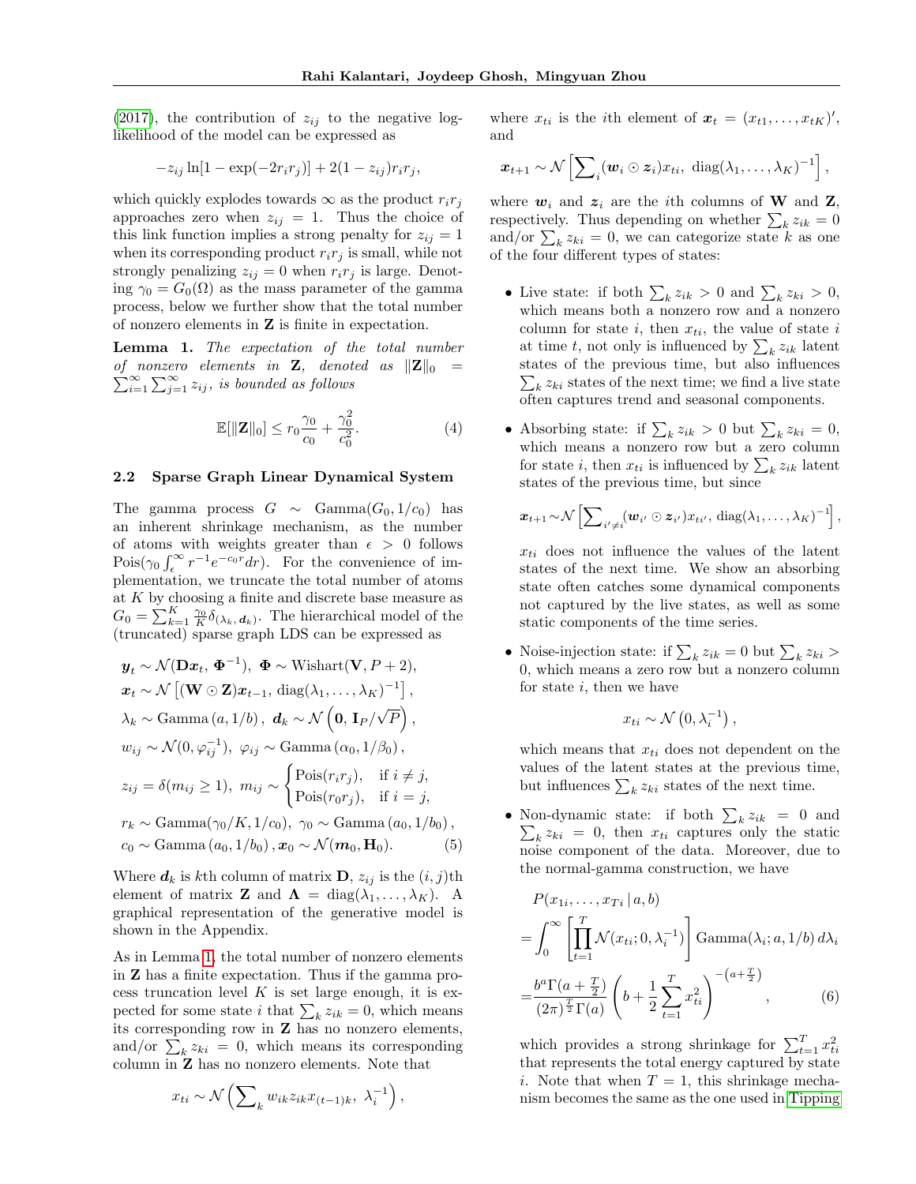(2017), the contribution of $z_{ij}$ to the negative log-likelihood of the model can be expressed as

$$-z_{ij}\ln[1-\exp(-2r_ir_j)] + 2(1-z_{ij})r_ir_j,$$

which quickly explodes towards $\infty$ as the product $r_ir_j$ approaches zero when $z_{ij}=1$. Thus the choice of this link function implies a strong penalty for $z_{ij}=1$ when its corresponding product $r_ir_j$ is small, while not strongly penalizing $z_{ij}=0$ when $r_ir_j$ is large. Denoting $\gamma_0 = G_0(\Omega)$ as the mass parameter of the gamma process, below we further show that the total number of nonzero elements in $\mathbf{Z}$ is finite in expectation.

**Lemma 1.** *The expectation of the total number of nonzero elements in* $\mathbf{Z}$*, denoted as* $\|\mathbf{Z}\|_0 = \sum_{i=1}^{\infty}\sum_{j=1}^{\infty} z_{ij}$*, is bounded as follows*

$$\mathbb{E}[\|\mathbf{Z}\|_0] \le r_0\frac{\gamma_0}{c_0} + \frac{\gamma_0^2}{c_0^2}. \tag{4}$$

### 2.2 Sparse Graph Linear Dynamical System

The gamma process $G \sim \text{Gamma}(G_0, 1/c_0)$ has an inherent shrinkage mechanism, as the number of atoms with weights greater than $\epsilon > 0$ follows $\text{Pois}(\gamma_0\int_{\epsilon}^{\infty} r^{-1}e^{-c_0 r}dr)$. For the convenience of implementation, we truncate the total number of atoms at $K$ by choosing a finite and discrete base measure as $G_0 = \sum_{k=1}^{K}\frac{\gamma_0}{K}\delta_{(\lambda_k,\boldsymbol{d}_k)}$. The hierarchical model of the (truncated) sparse graph LDS can be expressed as

$$\begin{aligned}
&\boldsymbol{y}_t \sim \mathcal{N}(\mathbf{D}\boldsymbol{x}_t,\,\boldsymbol{\Phi}^{-1}),\ \boldsymbol{\Phi}\sim \text{Wishart}(\mathbf{V}, P+2),\\
&\boldsymbol{x}_t \sim \mathcal{N}\left[(\mathbf{W}\odot\mathbf{Z})\boldsymbol{x}_{t-1},\,\text{diag}(\lambda_1,\ldots,\lambda_K)^{-1}\right],\\
&\lambda_k \sim \text{Gamma}\left(a, 1/b\right),\ \boldsymbol{d}_k \sim \mathcal{N}\left(\mathbf{0},\,\mathbf{I}_P/\sqrt{P}\right),\\
&w_{ij} \sim \mathcal{N}(0, \varphi_{ij}^{-1}),\ \varphi_{ij}\sim \text{Gamma}\left(\alpha_0, 1/\beta_0\right),\\
&z_{ij} = \delta(m_{ij}\ge 1),\ m_{ij} \sim \begin{cases}\text{Pois}(r_ir_j), & \text{if } i\neq j,\\ \text{Pois}(r_0r_j), & \text{if } i=j,\end{cases}\\
&r_k \sim \text{Gamma}(\gamma_0/K, 1/c_0),\ \gamma_0 \sim \text{Gamma}\left(a_0, 1/b_0\right),\\
&c_0 \sim \text{Gamma}\left(a_0, 1/b_0\right), \boldsymbol{x}_0 \sim \mathcal{N}(\boldsymbol{m}_0, \mathbf{H}_0).
\end{aligned}\tag{5}$$

Where $\boldsymbol{d}_k$ is $k$th column of matrix $\mathbf{D}$, $z_{ij}$ is the $(i,j)$th element of matrix $\mathbf{Z}$ and $\boldsymbol{\Lambda} = \text{diag}(\lambda_1,\ldots,\lambda_K)$. A graphical representation of the generative model is shown in the Appendix.

As in Lemma 1, the total number of nonzero elements in $\mathbf{Z}$ has a finite expectation. Thus if the gamma process truncation level $K$ is set large enough, it is expected for some state $i$ that $\sum_k z_{ik} = 0$, which means its corresponding row in $\mathbf{Z}$ has no nonzero elements, and/or $\sum_k z_{ki} = 0$, which means its corresponding column in $\mathbf{Z}$ has no nonzero elements. Note that

$$x_{ti} \sim \mathcal{N}\left(\sum\nolimits_k w_{ik}z_{ik}x_{(t-1)k},\ \lambda_i^{-1}\right),$$

where $x_{ti}$ is the $i$th element of $\boldsymbol{x}_t = (x_{t1},\ldots,x_{tK})'$, and

$$\boldsymbol{x}_{t+1} \sim \mathcal{N}\left[\sum\nolimits_i(\boldsymbol{w}_i\odot\boldsymbol{z}_i)x_{ti},\ \text{diag}(\lambda_1,\ldots,\lambda_K)^{-1}\right],$$

where $\boldsymbol{w}_i$ and $\boldsymbol{z}_i$ are the $i$th columns of $\mathbf{W}$ and $\mathbf{Z}$, respectively. Thus depending on whether $\sum_k z_{ik}=0$ and/or $\sum_k z_{ki}=0$, we can categorize state $k$ as one of the four different types of states:

- Live state: if both $\sum_k z_{ik} > 0$ and $\sum_k z_{ki} > 0$, which means both a nonzero row and a nonzero column for state $i$, then $x_{ti}$, the value of state $i$ at time $t$, not only is influenced by $\sum_k z_{ik}$ latent states of the previous time, but also influences $\sum_k z_{ki}$ states of the next time; we find a live state often captures trend and seasonal components.

- Absorbing state: if $\sum_k z_{ik} > 0$ but $\sum_k z_{ki} = 0$, which means a nonzero row but a zero column for state $i$, then $x_{ti}$ is influenced by $\sum_k z_{ik}$ latent states of the previous time, but since

  $$\boldsymbol{x}_{t+1}\sim\mathcal{N}\left[\sum\nolimits_{i'\neq i}(\boldsymbol{w}_{i'}\odot\boldsymbol{z}_{i'})x_{ti'},\ \text{diag}(\lambda_1,\ldots,\lambda_K)^{-1}\right],$$

  $x_{ti}$ does not influence the values of the latent states of the next time. We show an absorbing state often catches some dynamical components not captured by the live states, as well as some static components of the time series.

- Noise-injection state: if $\sum_k z_{ik} = 0$ but $\sum_k z_{ki} > 0$, which means a zero row but a nonzero column for state $i$, then we have

  $$x_{ti} \sim \mathcal{N}\left(0, \lambda_i^{-1}\right),$$

  which means that $x_{ti}$ does not dependent on the values of the latent states at the previous time, but influences $\sum_k z_{ki}$ states of the next time.

- Non-dynamic state: if both $\sum_k z_{ik} = 0$ and $\sum_k z_{ki} = 0$, then $x_{ti}$ captures only the static noise component of the data. Moreover, due to the normal-gamma construction, we have

  $$\begin{aligned}
  &P(x_{1i},\ldots,x_{Ti}\,|\,a,b)\\
  &=\int_0^{\infty}\left[\prod_{t=1}^{T}\mathcal{N}(x_{ti};0,\lambda_i^{-1})\right]\text{Gamma}(\lambda_i;a,1/b)\,d\lambda_i\\
  &=\frac{b^a\Gamma(a+\frac{T}{2})}{(2\pi)^{\frac{T}{2}}\Gamma(a)}\left(b+\frac{1}{2}\sum_{t=1}^{T}x_{ti}^2\right)^{-\left(a+\frac{T}{2}\right)},
  \end{aligned}\tag{6}$$

  which provides a strong shrinkage for $\sum_{t=1}^{T}x_{ti}^2$ that represents the total energy captured by state $i$. Note that when $T=1$, this shrinkage mechanism becomes the same as the one used in Tipping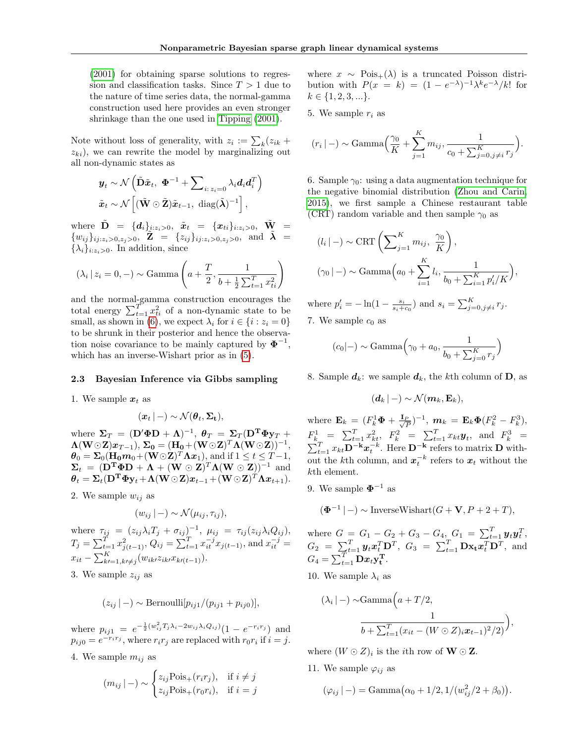(2001) for obtaining sparse solutions to regression and classification tasks. Since $T > 1$ due to the nature of time series data, the normal-gamma construction used here provides an even stronger shrinkage than the one used in Tipping (2001).

Note without loss of generality, with $z_i := \sum_k (z_{ik} + z_{ki})$, we can rewrite the model by marginalizing out all non-dynamic states as

$$\boldsymbol{y}_t \sim \mathcal{N}\left(\tilde{\mathbf{D}}\tilde{\boldsymbol{x}}_t,\ \boldsymbol{\Phi}^{-1} + \sum\nolimits_{i:\, z_i=0} \lambda_i \boldsymbol{d}_i \boldsymbol{d}_i^T\right)$$
$$\tilde{\boldsymbol{x}}_t \sim \mathcal{N}\left[(\tilde{\mathbf{W}} \odot \tilde{\mathbf{Z}})\tilde{\boldsymbol{x}}_{t-1},\ \mathrm{diag}(\tilde{\boldsymbol{\lambda}})^{-1}\right],$$

where $\tilde{\mathbf{D}} = \{\boldsymbol{d}_i\}_{i:z_i>0}$, $\tilde{\boldsymbol{x}}_t = \{\boldsymbol{x}_{ti}\}_{i:z_i>0}$, $\tilde{\mathbf{W}} = \{w_{ij}\}_{ij:z_i>0,z_j>0}$, $\tilde{\mathbf{Z}} = \{z_{ij}\}_{ij:z_i>0,z_j>0}$, and $\tilde{\boldsymbol{\lambda}} = \{\lambda_i\}_{i:z_i>0}$. In addition, since

$$(\lambda_i \,|\, z_i = 0, -) \sim \mathrm{Gamma}\left(a + \frac{T}{2}, \frac{1}{b + \frac{1}{2}\sum_{t=1}^T x_{ti}^2}\right)$$

and the normal-gamma construction encourages the total energy $\sum_{t=1}^T x_{ti}^2$ of a non-dynamic state to be small, as shown in (6), we expect $\lambda_i$ for $i \in \{i : z_i = 0\}$ to be shrunk in their posterior and hence the observation noise covariance to be mainly captured by $\boldsymbol{\Phi}^{-1}$, which has an inverse-Wishart prior as in (5).

### 2.3 Bayesian Inference via Gibbs sampling

1. We sample $\boldsymbol{x}_t$ as

$$(\boldsymbol{x}_t \,|\, -) \sim \mathcal{N}(\boldsymbol{\theta}_t, \boldsymbol{\Sigma}_t),$$

where $\boldsymbol{\Sigma}_T = (\mathbf{D}'\boldsymbol{\Phi}\mathbf{D} + \boldsymbol{\Lambda})^{-1}$, $\boldsymbol{\theta}_T = \boldsymbol{\Sigma}_T(\mathbf{D^T}\boldsymbol{\Phi}\mathbf{y}_T + \boldsymbol{\Lambda}(\mathbf{W}\odot\mathbf{Z})\boldsymbol{x}_{T-1})$, $\boldsymbol{\Sigma_0} = (\mathbf{H_0} + (\mathbf{W}\odot\mathbf{Z})^T\boldsymbol{\Lambda}(\mathbf{W}\odot\mathbf{Z}))^{-1}$, $\boldsymbol{\theta}_0 = \boldsymbol{\Sigma}_0(\mathbf{H_0}\boldsymbol{m}_0 + (\mathbf{W}\odot\mathbf{Z})^T\boldsymbol{\Lambda}\boldsymbol{x}_1)$, and if $1 \le t \le T-1$, $\boldsymbol{\Sigma}_t = (\mathbf{D^T}\boldsymbol{\Phi}\mathbf{D} + \boldsymbol{\Lambda} + (\mathbf{W}\odot\mathbf{Z})^T\boldsymbol{\Lambda}(\mathbf{W}\odot\mathbf{Z}))^{-1}$ and $\boldsymbol{\theta}_t = \boldsymbol{\Sigma}_t(\mathbf{D^T}\boldsymbol{\Phi}\mathbf{y}_t + \boldsymbol{\Lambda}(\mathbf{W}\odot\mathbf{Z})\boldsymbol{x}_{t-1} + (\mathbf{W}\odot\mathbf{Z})^T\boldsymbol{\Lambda}\boldsymbol{x}_{t+1})$.

2. We sample $w_{ij}$ as

$$(w_{ij} \,|\, -) \sim \mathcal{N}(\mu_{ij}, \tau_{ij}),$$

where $\tau_{ij} = (z_{ij}\lambda_i T_j + \sigma_{ij})^{-1}$, $\mu_{ij} = \tau_{ij}(z_{ij}\lambda_i Q_{ij})$, $T_j = \sum_{t=1}^T x_{j(t-1)}^2$, $Q_{ij} = \sum_{t=1}^T x_{it}^{-j} x_{j(t-1)}$, and $x_{it}^{-j} = x_{it} - \sum_{k'=1, k'\neq j}^K (w_{ik'} z_{ik'} x_{k'(t-1)})$.

3. We sample $z_{ij}$ as

$$(z_{ij} \,|\, -) \sim \mathrm{Bernoulli}[p_{ij1}/(p_{ij1} + p_{ij0})],$$

where $p_{ij1} = e^{-\frac{1}{2}(w_{ij}^2 T_j \lambda_i - 2w_{ij}\lambda_i Q_{ij})}(1 - e^{-r_i r_j})$ and $p_{ij0} = e^{-r_i r_j}$, where $r_i r_j$ are replaced with $r_0 r_i$ if $i = j$.

4. We sample $m_{ij}$ as

$$(m_{ij} \,|\, -) \sim \begin{cases} z_{ij}\mathrm{Pois}_+(r_i r_j), & \text{if } i \neq j \\ z_{ij}\mathrm{Pois}_+(r_0 r_i), & \text{if } i = j \end{cases}$$

where $x \sim \mathrm{Pois}_+(\lambda)$ is a truncated Poisson distribution with $P(x = k) = (1 - e^{-\lambda})^{-1}\lambda^k e^{-\lambda}/k!$ for $k \in \{1, 2, 3, ...\}$.

5. We sample $r_i$ as

$$(r_i \,|\, -) \sim \mathrm{Gamma}\Big(\frac{\gamma_0}{K} + \sum_{j=1}^K m_{ij}, \frac{1}{c_0 + \sum_{j=0, j\neq i}^K r_j}\Big).$$

6. Sample $\gamma_0$: using a data augmentation technique for the negative binomial distribution (Zhou and Carin, 2015), we first sample a Chinese restaurant table (CRT) random variable and then sample $\gamma_0$ as

$$(l_i \,|\, -) \sim \mathrm{CRT}\left(\sum\nolimits_{j=1}^K m_{ij},\ \frac{\gamma_0}{K}\right),$$
$$(\gamma_0 \,|\, -) \sim \mathrm{Gamma}\Big(a_0 + \sum_{i=1}^K l_i, \frac{1}{b_0 + \sum_{i=1}^K p_i'/K}\Big),$$

where $p_i' = -\ln(1 - \frac{s_i}{s_i + c_0})$ and $s_i = \sum_{j=0, j\neq i}^K r_j$.

7. We sample $c_0$ as

$$(c_0|-) \sim \mathrm{Gamma}\Big(\gamma_0 + a_0, \frac{1}{b_0 + \sum_{j=0}^K r_j}\Big)$$

8. Sample $\boldsymbol{d}_k$: we sample $\boldsymbol{d}_k$, the $k$th column of $\mathbf{D}$, as

$$(\boldsymbol{d}_k \,|\, -) \sim \mathcal{N}(\boldsymbol{m}_k, \mathbf{E}_k),$$

where $\mathbf{E}_k = (F_k^1\boldsymbol{\Phi} + \frac{\mathbf{I}_P}{\sqrt{P}})^{-1}$, $\boldsymbol{m}_k = \mathbf{E}_k\boldsymbol{\Phi}(F_k^2 - F_k^3)$, $F_k^1 = \sum_{t=1}^T x_{kt}^2$, $F_k^2 = \sum_{t=1}^T x_{kt}\boldsymbol{y}_t$, and $F_k^3 = \sum_{t=1}^T x_{kt}\mathbf{D^{-k}}\boldsymbol{x}_t^{-k}$. Here $\mathbf{D^{-k}}$ refers to matrix $\mathbf{D}$ without the $k$th column, and $\boldsymbol{x}_t^{-k}$ refers to $\boldsymbol{x}_t$ without the $k$th element.

9. We sample $\boldsymbol{\Phi}^{-1}$ as

$$(\boldsymbol{\Phi}^{-1} \,|\, -) \sim \mathrm{InverseWishart}(G + \mathbf{V}, P + 2 + T),$$

where $G = G_1 - G_2 + G_3 - G_4$, $G_1 = \sum_{t=1}^T \boldsymbol{y}_t\boldsymbol{y}_t^T$, $G_2 = \sum_{t=1}^T \boldsymbol{y}_t\boldsymbol{x}_t^T\mathbf{D}^T$, $G_3 = \sum_{t=1}^T \mathbf{D}\mathbf{x_t}\boldsymbol{x}_t^T\mathbf{D}^T$, and $G_4 = \sum_{t=1}^T \mathbf{D}\boldsymbol{x}_t\mathbf{y_t^T}$.

10. We sample $\lambda_i$ as

$$(\lambda_i \,|\, -) \sim \mathrm{Gamma}\Big(a + T/2, \frac{1}{b + \sum_{t=1}^T (x_{it} - (W\odot Z)_i\boldsymbol{x}_{t-1})^2/2}\Big),$$

where $(W \odot Z)_i$ is the $i$th row of $\mathbf{W} \odot \mathbf{Z}$.

11. We sample $\varphi_{ij}$ as

$$(\varphi_{ij} \,|\, -) = \mathrm{Gamma}\big(\alpha_0 + 1/2, 1/(w_{ij}^2/2 + \beta_0)\big).$$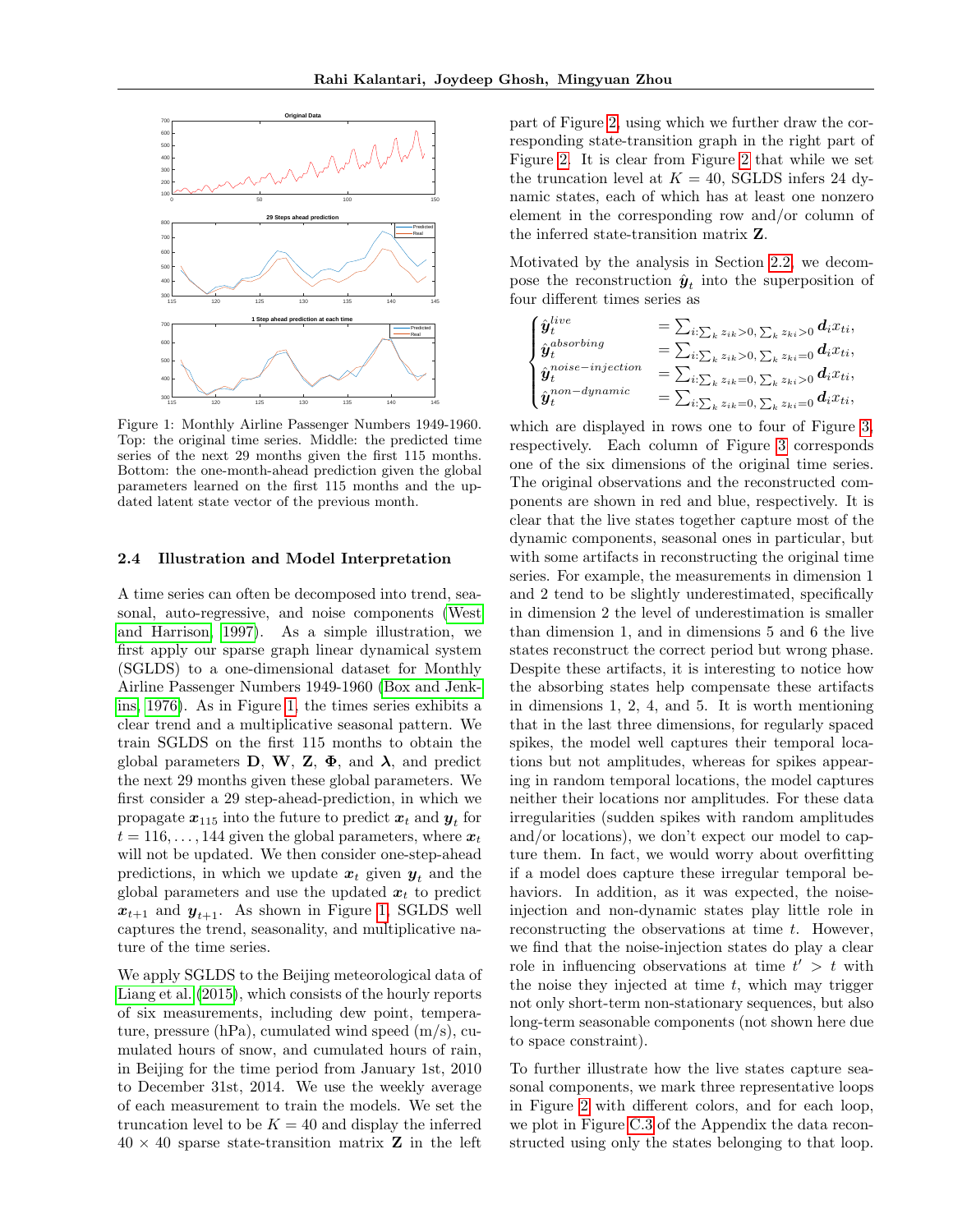Original Data

700
600
500
400
300
200
100
0 50 100 150

29 Steps ahead prediction

Predicted
Real

800
700
600
500
400
300
115 120 125 130 135 140 145

1 Step ahead prediction at each time

Predicted
Real

700
600
500
400
300
115 120 125 130 135 140 145

Figure 1: Monthly Airline Passenger Numbers 1949-1960. Top: the original time series. Middle: the predicted time series of the next 29 months given the first 115 months. Bottom: the one-month-ahead prediction given the global parameters learned on the first 115 months and the updated latent state vector of the previous month.

### 2.4 Illustration and Model Interpretation

A time series can often be decomposed into trend, seasonal, auto-regressive, and noise components (West and Harrison, 1997). As a simple illustration, we first apply our sparse graph linear dynamical system (SGLDS) to a one-dimensional dataset for Monthly Airline Passenger Numbers 1949-1960 (Box and Jenkins, 1976). As in Figure 1, the times series exhibits a clear trend and a multiplicative seasonal pattern. We train SGLDS on the first 115 months to obtain the global parameters $\mathbf{D}$, $\mathbf{W}$, $\mathbf{Z}$, $\boldsymbol{\Phi}$, and $\boldsymbol{\lambda}$, and predict the next 29 months given these global parameters. We first consider a 29 step-ahead-prediction, in which we propagate $\boldsymbol{x}_{115}$ into the future to predict $\boldsymbol{x}_t$ and $\boldsymbol{y}_t$ for $t = 116, \ldots, 144$ given the global parameters, where $\boldsymbol{x}_t$ will not be updated. We then consider one-step-ahead predictions, in which we update $\boldsymbol{x}_t$ given $\boldsymbol{y}_t$ and the global parameters and use the updated $\boldsymbol{x}_t$ to predict $\boldsymbol{x}_{t+1}$ and $\boldsymbol{y}_{t+1}$. As shown in Figure 1, SGLDS well captures the trend, seasonality, and multiplicative nature of the time series.

We apply SGLDS to the Beijing meteorological data of Liang et al. (2015), which consists of the hourly reports of six measurements, including dew point, temperature, pressure (hPa), cumulated wind speed (m/s), cumulated hours of snow, and cumulated hours of rain, in Beijing for the time period from January 1st, 2010 to December 31st, 2014. We use the weekly average of each measurement to train the models. We set the truncation level to be $K = 40$ and display the inferred $40 \times 40$ sparse state-transition matrix $\mathbf{Z}$ in the left part of Figure 2, using which we further draw the corresponding state-transition graph in the right part of Figure 2. It is clear from Figure 2 that while we set the truncation level at $K = 40$, SGLDS infers 24 dynamic states, each of which has at least one nonzero element in the corresponding row and/or column of the inferred state-transition matrix $\mathbf{Z}$.

Motivated by the analysis in Section 2.2, we decompose the reconstruction $\hat{\boldsymbol{y}}_t$ into the superposition of four different times series as

$$
\begin{cases}
\hat{\boldsymbol{y}}_t^{live} & = \sum_{i:\sum_k z_{ik}>0,\, \sum_k z_{ki}>0} \boldsymbol{d}_i x_{ti}, \\
\hat{\boldsymbol{y}}_t^{absorbing} & = \sum_{i:\sum_k z_{ik}>0,\, \sum_k z_{ki}=0} \boldsymbol{d}_i x_{ti}, \\
\hat{\boldsymbol{y}}_t^{noise-injection} & = \sum_{i:\sum_k z_{ik}=0,\, \sum_k z_{ki}>0} \boldsymbol{d}_i x_{ti}, \\
\hat{\boldsymbol{y}}_t^{non-dynamic} & = \sum_{i:\sum_k z_{ik}=0,\, \sum_k z_{ki}=0} \boldsymbol{d}_i x_{ti},
\end{cases}
$$

which are displayed in rows one to four of Figure 3, respectively. Each column of Figure 3 corresponds one of the six dimensions of the original time series. The original observations and the reconstructed components are shown in red and blue, respectively. It is clear that the live states together capture most of the dynamic components, seasonal ones in particular, but with some artifacts in reconstructing the original time series. For example, the measurements in dimension 1 and 2 tend to be slightly underestimated, specifically in dimension 2 the level of underestimation is smaller than dimension 1, and in dimensions 5 and 6 the live states reconstruct the correct period but wrong phase. Despite these artifacts, it is interesting to notice how the absorbing states help compensate these artifacts in dimensions 1, 2, 4, and 5. It is worth mentioning that in the last three dimensions, for regularly spaced spikes, the model well captures their temporal locations but not amplitudes, whereas for spikes appearing in random temporal locations, the model captures neither their locations nor amplitudes. For these data irregularities (sudden spikes with random amplitudes and/or locations), we don't expect our model to capture them. In fact, we would worry about overfitting if a model does capture these irregular temporal behaviors. In addition, as it was expected, the noise-injection and non-dynamic states play little role in reconstructing the observations at time $t$. However, we find that the noise-injection states do play a clear role in influencing observations at time $t' > t$ with the noise they injected at time $t$, which may trigger not only short-term non-stationary sequences, but also long-term seasonable components (not shown here due to space constraint).

To further illustrate how the live states capture seasonal components, we mark three representative loops in Figure 2 with different colors, and for each loop, we plot in Figure C.3 of the Appendix the data reconstructed using only the states belonging to that loop.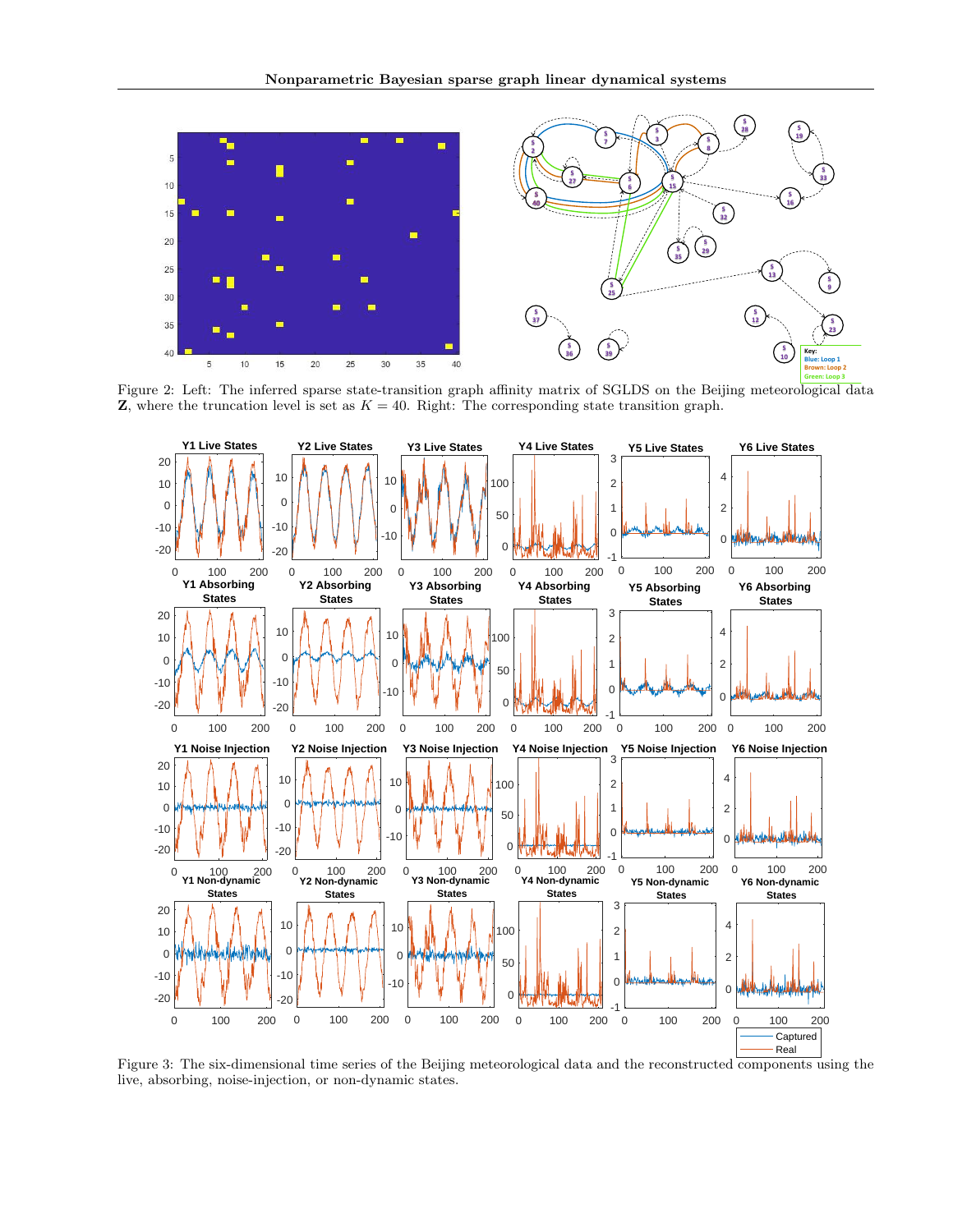Figure 2: Left: The inferred sparse state-transition graph affinity matrix of SGLDS on the Beijing meteorological data $\mathbf{Z}$, where the truncation level is set as $K = 40$. Right: The corresponding state transition graph.

Figure 3: The six-dimensional time series of the Beijing meteorological data and the reconstructed components using the live, absorbing, noise-injection, or non-dynamic states.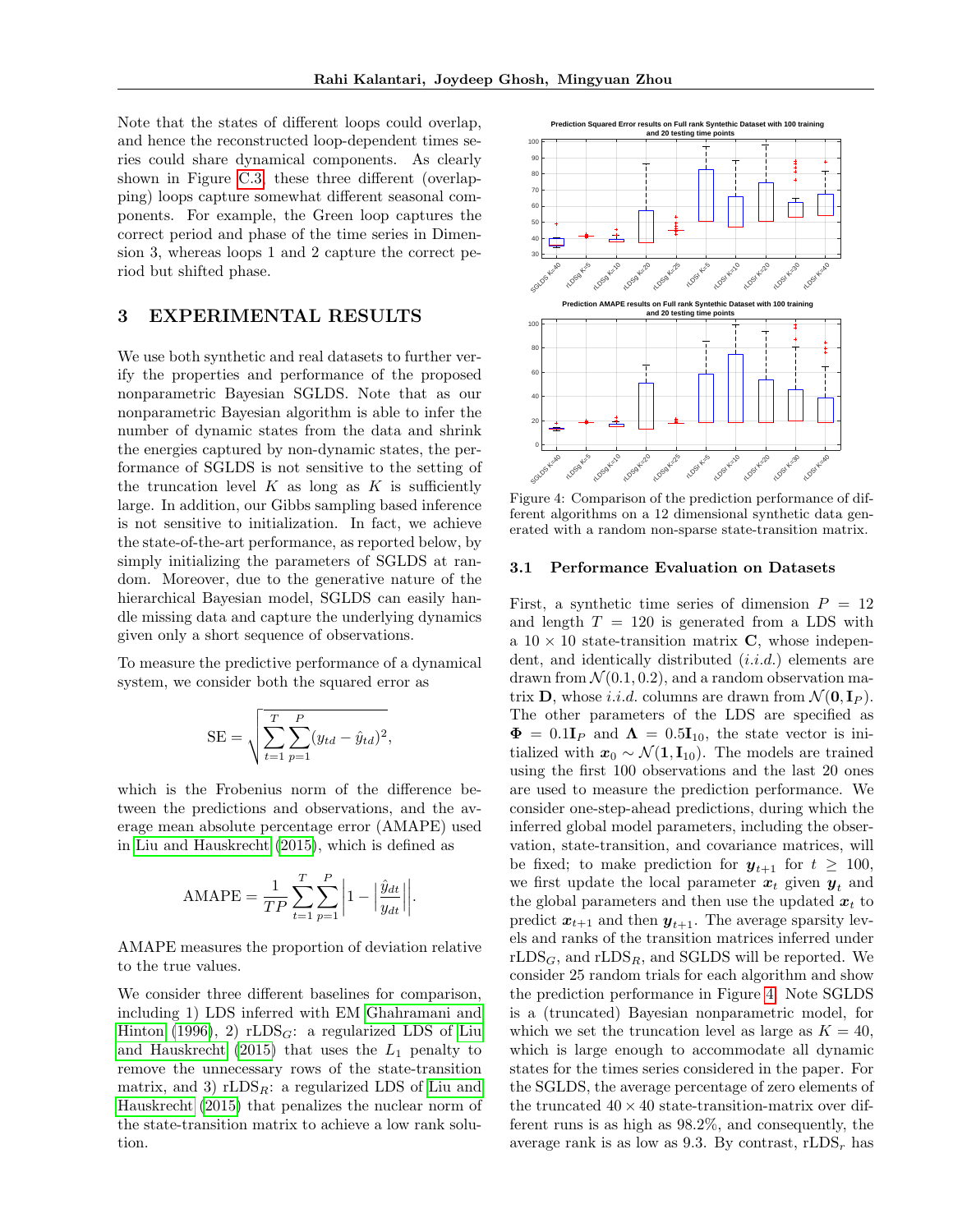Note that the states of different loops could overlap, and hence the reconstructed loop-dependent times series could share dynamical components. As clearly shown in Figure C.3, these three different (overlapping) loops capture somewhat different seasonal components. For example, the Green loop captures the correct period and phase of the time series in Dimension 3, whereas loops 1 and 2 capture the correct period but shifted phase.

## 3 EXPERIMENTAL RESULTS

We use both synthetic and real datasets to further verify the properties and performance of the proposed nonparametric Bayesian SGLDS. Note that as our nonparametric Bayesian algorithm is able to infer the number of dynamic states from the data and shrink the energies captured by non-dynamic states, the performance of SGLDS is not sensitive to the setting of the truncation level $K$ as long as $K$ is sufficiently large. In addition, our Gibbs sampling based inference is not sensitive to initialization. In fact, we achieve the state-of-the-art performance, as reported below, by simply initializing the parameters of SGLDS at random. Moreover, due to the generative nature of the hierarchical Bayesian model, SGLDS can easily handle missing data and capture the underlying dynamics given only a short sequence of observations.

To measure the predictive performance of a dynamical system, we consider both the squared error as

$$\text{SE} = \sqrt{\sum_{t=1}^{T}\sum_{p=1}^{P}(y_{td} - \hat{y}_{td})^2},$$

which is the Frobenius norm of the difference between the predictions and observations, and the average mean absolute percentage error (AMAPE) used in Liu and Hauskrecht (2015), which is defined as

$$\text{AMAPE} = \frac{1}{TP}\sum_{t=1}^{T}\sum_{p=1}^{P}\left|1 - \left|\frac{\hat{y}_{dt}}{y_{dt}}\right|\right|.$$

AMAPE measures the proportion of deviation relative to the true values.

We consider three different baselines for comparison, including 1) LDS inferred with EM Ghahramani and Hinton (1996), 2) rLDS$_G$: a regularized LDS of Liu and Hauskrecht (2015) that uses the $L_1$ penalty to remove the unnecessary rows of the state-transition matrix, and 3) rLDS$_R$: a regularized LDS of Liu and Hauskrecht (2015) that penalizes the nuclear norm of the state-transition matrix to achieve a low rank solution.

Figure 4: Comparison of the prediction performance of different algorithms on a 12 dimensional synthetic data generated with a random non-sparse state-transition matrix.

### 3.1 Performance Evaluation on Datasets

First, a synthetic time series of dimension $P = 12$ and length $T = 120$ is generated from a LDS with a $10 \times 10$ state-transition matrix $\mathbf{C}$, whose independent, and identically distributed (*i.i.d.*) elements are drawn from $\mathcal{N}(0.1, 0.2)$, and a random observation matrix $\mathbf{D}$, whose *i.i.d.* columns are drawn from $\mathcal{N}(\mathbf{0}, \mathbf{I}_P)$. The other parameters of the LDS are specified as $\mathbf{\Phi} = 0.1\mathbf{I}_P$ and $\mathbf{\Lambda} = 0.5\mathbf{I}_{10}$, the state vector is initialized with $\boldsymbol{x}_0 \sim \mathcal{N}(\mathbf{1}, \mathbf{I}_{10})$. The models are trained using the first 100 observations and the last 20 ones are used to measure the prediction performance. We consider one-step-ahead predictions, during which the inferred global model parameters, including the observation, state-transition, and covariance matrices, will be fixed; to make prediction for $\boldsymbol{y}_{t+1}$ for $t \geq 100$, we first update the local parameter $\boldsymbol{x}_t$ given $\boldsymbol{y}_t$ and the global parameters and then use the updated $\boldsymbol{x}_t$ to predict $\boldsymbol{x}_{t+1}$ and then $\boldsymbol{y}_{t+1}$. The average sparsity levels and ranks of the transition matrices inferred under rLDS$_G$, and rLDS$_R$, and SGLDS will be reported. We consider 25 random trials for each algorithm and show the prediction performance in Figure 4. Note SGLDS is a (truncated) Bayesian nonparametric model, for which we set the truncation level as large as $K = 40$, which is large enough to accommodate all dynamic states for the times series considered in the paper. For the SGLDS, the average percentage of zero elements of the truncated $40 \times 40$ state-transition-matrix over different runs is as high as 98.2%, and consequently, the average rank is as low as 9.3. By contrast, rLDS$_r$ has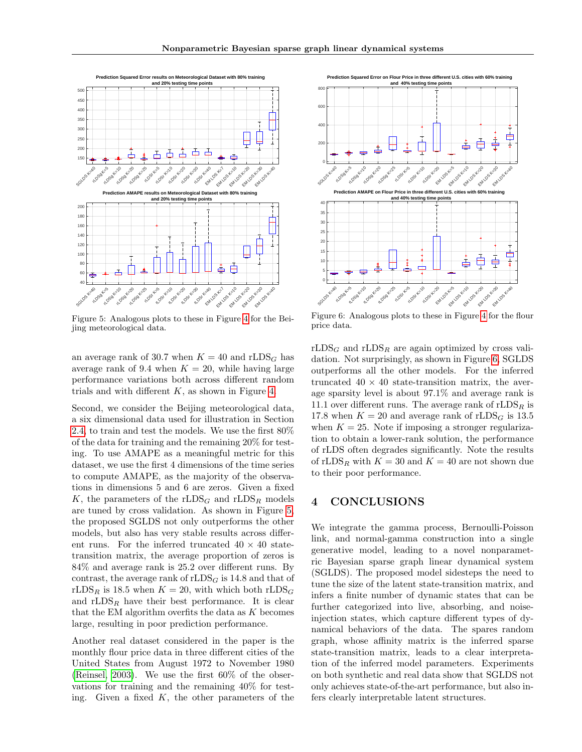Prediction Squared Error results on Meteorological Dataset with 80% training and 20% testing time points

500
450
400
350
300
250
200
150

SGLDS K=40
rLDSg K=5
rLDSg K=10
rLDSg K=20
rLDSg K=25
rLDSr K=5
rLDSr K=10
rLDSr K=20
rLDSr K=30
rLDSr K=40
EM LDS K=7
EM LDS K=10
EM LDS K=20
EM LDS K=30
EM LDS K=40

Prediction AMAPE results on Meteorological Dataset with 80% training and 20% testing time points

200
180
160
140
120
100
80
60
40

SGLDS K=40
rLDSg K=5
rLDSg K=10
rLDSg K=20
rLDSg K=25
rLDSr K=5
rLDSr K=10
rLDSr K=20
rLDSr K=30
rLDSr K=40
EM LDS K=7
EM LDS K=10
EM LDS K=20
EM LDS K=30
EM LDS K=40

Figure 5: Analogous plots to these in Figure 4 for the Beijing meteorological data.

Prediction Squared Error on Flour Price in three different U.S. cities with 60% training and 40% testing time points

800
600
400
200
0

SGLDS K=40
rLDSg K=5
rLDSg K=10
rLDSg K=20
rLDSg K=25
rLDSr K=5
rLDSr K=10
rLDSr K=20
EM LDS K=5
EM LDS K=10
EM LDS K=20
EM LDS K=30
EM LDS K=40

Prediction AMAPE on Flour Price in three different U.S. cities with 60% training and 40% testing time points

40
35
30
25
20
15
10
5
0

SGLDS K=40
rLDSg K=5
rLDSg K=10
rLDSg K=20
rLDSg K=25
rLDSr K=5
rLDSr K=10
rLDSr K=20
EM LDS K=5
EM LDS K=10
EM LDS K=20
EM LDS K=30
EM LDS K=40

Figure 6: Analogous plots to these in Figure 4 for the flour price data.

an average rank of 30.7 when $K = 40$ and rLDS$_G$ has average rank of 9.4 when $K = 20$, while having large performance variations both across different random trials and with different $K$, as shown in Figure 4.

Second, we consider the Beijing meteorological data, a six dimensional data used for illustration in Section 2.4, to train and test the models. We use the first 80% of the data for training and the remaining 20% for testing. To use AMAPE as a meaningful metric for this dataset, we use the first 4 dimensions of the time series to compute AMAPE, as the majority of the observations in dimensions 5 and 6 are zeros. Given a fixed $K$, the parameters of the rLDS$_G$ and rLDS$_R$ models are tuned by cross validation. As shown in Figure 5, the proposed SGLDS not only outperforms the other models, but also has very stable results across different runs. For the inferred truncated $40 \times 40$ state-transition matrix, the average proportion of zeros is 84% and average rank is 25.2 over different runs. By contrast, the average rank of rLDS$_G$ is 14.8 and that of rLDS$_R$ is 18.5 when $K = 20$, with which both rLDS$_G$ and rLDS$_R$ have their best performance. It is clear that the EM algorithm overfits the data as $K$ becomes large, resulting in poor prediction performance.

Another real dataset considered in the paper is the monthly flour price data in three different cities of the United States from August 1972 to November 1980 (Reinsel, 2003). We use the first 60% of the observations for training and the remaining 40% for testing. Given a fixed $K$, the other parameters of the rLDS$_G$ and rLDS$_R$ are again optimized by cross validation. Not surprisingly, as shown in Figure 6, SGLDS outperforms all the other models. For the inferred truncated $40 \times 40$ state-transition matrix, the average sparsity level is about 97.1% and average rank is 11.1 over different runs. The average rank of rLDS$_R$ is 17.8 when $K = 20$ and average rank of rLDS$_G$ is 13.5 when $K = 25$. Note if imposing a stronger regularization to obtain a lower-rank solution, the performance of rLDS often degrades significantly. Note the results of rLDS$_R$ with $K = 30$ and $K = 40$ are not shown due to their poor performance.

## 4 CONCLUSIONS

We integrate the gamma process, Bernoulli-Poisson link, and normal-gamma construction into a single generative model, leading to a novel nonparametric Bayesian sparse graph linear dynamical system (SGLDS). The proposed model sidesteps the need to tune the size of the latent state-transition matrix, and infers a finite number of dynamic states that can be further categorized into live, absorbing, and noise-injection states, which capture different types of dynamical behaviors of the data. The spares random graph, whose affinity matrix is the inferred sparse state-transition matrix, leads to a clear interpretation of the inferred model parameters. Experiments on both synthetic and real data show that SGLDS not only achieves state-of-the-art performance, but also infers clearly interpretable latent structures.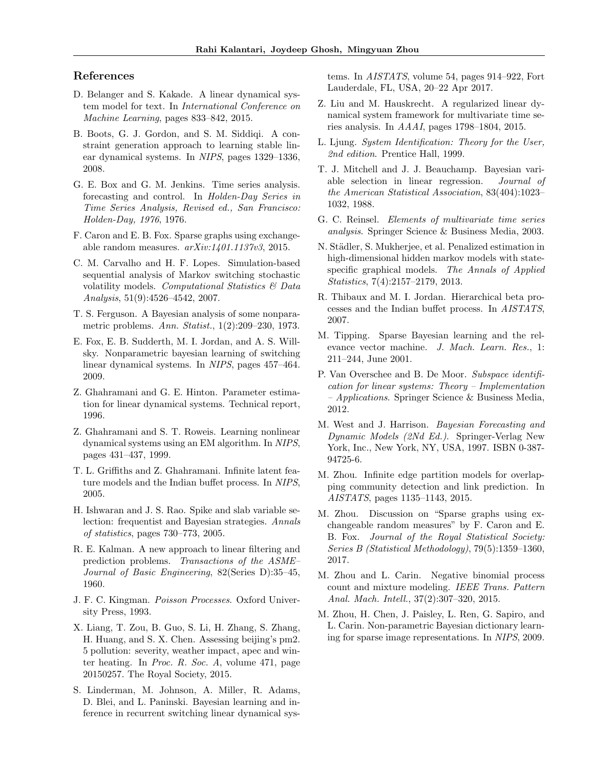## References

D. Belanger and S. Kakade. A linear dynamical system model for text. In *International Conference on Machine Learning*, pages 833–842, 2015.

B. Boots, G. J. Gordon, and S. M. Siddiqi. A constraint generation approach to learning stable linear dynamical systems. In *NIPS*, pages 1329–1336, 2008.

G. E. Box and G. M. Jenkins. Time series analysis. forecasting and control. In *Holden-Day Series in Time Series Analysis, Revised ed., San Francisco: Holden-Day, 1976*, 1976.

F. Caron and E. B. Fox. Sparse graphs using exchangeable random measures. *arXiv:1401.1137v3*, 2015.

C. M. Carvalho and H. F. Lopes. Simulation-based sequential analysis of Markov switching stochastic volatility models. *Computational Statistics & Data Analysis*, 51(9):4526–4542, 2007.

T. S. Ferguson. A Bayesian analysis of some nonparametric problems. *Ann. Statist.*, 1(2):209–230, 1973.

E. Fox, E. B. Sudderth, M. I. Jordan, and A. S. Willsky. Nonparametric bayesian learning of switching linear dynamical systems. In *NIPS*, pages 457–464. 2009.

Z. Ghahramani and G. E. Hinton. Parameter estimation for linear dynamical systems. Technical report, 1996.

Z. Ghahramani and S. T. Roweis. Learning nonlinear dynamical systems using an EM algorithm. In *NIPS*, pages 431–437, 1999.

T. L. Griffiths and Z. Ghahramani. Infinite latent feature models and the Indian buffet process. In *NIPS*, 2005.

H. Ishwaran and J. S. Rao. Spike and slab variable selection: frequentist and Bayesian strategies. *Annals of statistics*, pages 730–773, 2005.

R. E. Kalman. A new approach to linear filtering and prediction problems. *Transactions of the ASME–Journal of Basic Engineering*, 82(Series D):35–45, 1960.

J. F. C. Kingman. *Poisson Processes*. Oxford University Press, 1993.

X. Liang, T. Zou, B. Guo, S. Li, H. Zhang, S. Zhang, H. Huang, and S. X. Chen. Assessing beijing's pm2. 5 pollution: severity, weather impact, apec and winter heating. In *Proc. R. Soc. A*, volume 471, page 20150257. The Royal Society, 2015.

S. Linderman, M. Johnson, A. Miller, R. Adams, D. Blei, and L. Paninski. Bayesian learning and inference in recurrent switching linear dynamical systems. In *AISTATS*, volume 54, pages 914–922, Fort Lauderdale, FL, USA, 20–22 Apr 2017.

Z. Liu and M. Hauskrecht. A regularized linear dynamical system framework for multivariate time series analysis. In *AAAI*, pages 1798–1804, 2015.

L. Ljung. *System Identification: Theory for the User, 2nd edition*. Prentice Hall, 1999.

T. J. Mitchell and J. J. Beauchamp. Bayesian variable selection in linear regression. *Journal of the American Statistical Association*, 83(404):1023–1032, 1988.

G. C. Reinsel. *Elements of multivariate time series analysis*. Springer Science & Business Media, 2003.

N. Städler, S. Mukherjee, et al. Penalized estimation in high-dimensional hidden markov models with state-specific graphical models. *The Annals of Applied Statistics*, 7(4):2157–2179, 2013.

R. Thibaux and M. I. Jordan. Hierarchical beta processes and the Indian buffet process. In *AISTATS*, 2007.

M. Tipping. Sparse Bayesian learning and the relevance vector machine. *J. Mach. Learn. Res.*, 1: 211–244, June 2001.

P. Van Overschee and B. De Moor. *Subspace identification for linear systems: Theory – Implementation – Applications*. Springer Science & Business Media, 2012.

M. West and J. Harrison. *Bayesian Forecasting and Dynamic Models (2Nd Ed.)*. Springer-Verlag New York, Inc., New York, NY, USA, 1997. ISBN 0-387-94725-6.

M. Zhou. Infinite edge partition models for overlapping community detection and link prediction. In *AISTATS*, pages 1135–1143, 2015.

M. Zhou. Discussion on "Sparse graphs using exchangeable random measures" by F. Caron and E. B. Fox. *Journal of the Royal Statistical Society: Series B (Statistical Methodology)*, 79(5):1359–1360, 2017.

M. Zhou and L. Carin. Negative binomial process count and mixture modeling. *IEEE Trans. Pattern Anal. Mach. Intell.*, 37(2):307–320, 2015.

M. Zhou, H. Chen, J. Paisley, L. Ren, G. Sapiro, and L. Carin. Non-parametric Bayesian dictionary learning for sparse image representations. In *NIPS*, 2009.